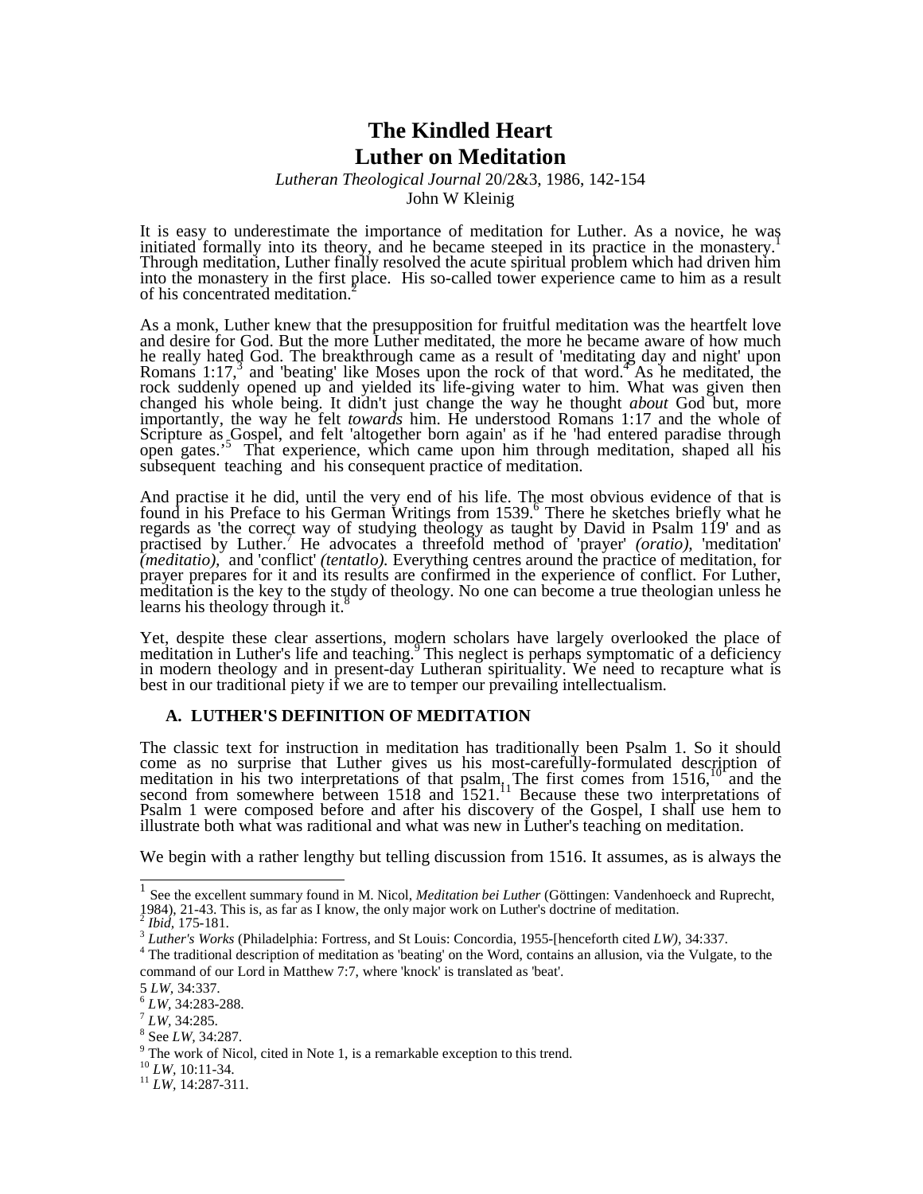# The Kindled Heart
# Luther on Meditation

*Lutheran Theological Journal* 20/2&3, 1986, 142-154
John W Kleinig

It is easy to underestimate the importance of meditation for Luther. As a novice, he was initiated formally into its theory, and he became steeped in its practice in the monastery.[1] Through meditation, Luther finally resolved the acute spiritual problem which had driven him into the monastery in the first place. His so-called tower experience came to him as a result of his concentrated meditation.[2]

As a monk, Luther knew that the presupposition for fruitful meditation was the heartfelt love and desire for God. But the more Luther meditated, the more he became aware of how much he really hated God. The breakthrough came as a result of 'meditating day and night' upon Romans 1:17,[3] and 'beating' like Moses upon the rock of that word.[4] As he meditated, the rock suddenly opened up and yielded its life-giving water to him. What was given then changed his whole being. It didn't just change the way he thought *about* God but, more importantly, the way he felt *towards* him. He understood Romans 1:17 and the whole of Scripture as Gospel, and felt 'altogether born again' as if he 'had entered paradise through open gates.'[5] That experience, which came upon him through meditation, shaped all his subsequent teaching and his consequent practice of meditation.

And practise it he did, until the very end of his life. The most obvious evidence of that is found in his Preface to his German Writings from 1539.[6] There he sketches briefly what he regards as 'the correct way of studying theology as taught by David in Psalm 119' and as practised by Luther.[7] He advocates a threefold method of 'prayer' *(oratio)*, 'meditation' *(meditatio)*, and 'conflict' *(tentatlo)*. Everything centres around the practice of meditation, for prayer prepares for it and its results are confirmed in the experience of conflict. For Luther, meditation is the key to the study of theology. No one can become a true theologian unless he learns his theology through it.[8]

Yet, despite these clear assertions, modern scholars have largely overlooked the place of meditation in Luther's life and teaching.[9] This neglect is perhaps symptomatic of a deficiency in modern theology and in present-day Lutheran spirituality. We need to recapture what is best in our traditional piety if we are to temper our prevailing intellectualism.

## A. LUTHER'S DEFINITION OF MEDITATION

The classic text for instruction in meditation has traditionally been Psalm 1. So it should come as no surprise that Luther gives us his most-carefully-formulated description of meditation in his two interpretations of that psalm. The first comes from 1516,[10] and the second from somewhere between 1518 and 1521.[11] Because these two interpretations of Psalm 1 were composed before and after his discovery of the Gospel, I shall use hem to illustrate both what was radditional and what was new in Luther's teaching on meditation.

We begin with a rather lengthy but telling discussion from 1516. It assumes, as is always the

---

[1] See the excellent summary found in M. Nicol, *Meditation bei Luther* (Göttingen: Vandenhoeck and Ruprecht, 1984), 21-43. This is, as far as I know, the only major work on Luther's doctrine of meditation.

[2] *Ibid*, 175-181.

[3] *Luther's Works* (Philadelphia: Fortress, and St Louis: Concordia, 1955-[henceforth cited *LW)*, 34:337.

[4] The traditional description of meditation as 'beating' on the Word, contains an allusion, via the Vulgate, to the command of our Lord in Matthew 7:7, where 'knock' is translated as 'beat'.

[5] *LW*, 34:337.

[6] *LW*, 34:283-288.

[7] *LW*, 34:285.

[8] See *LW*, 34:287.

[9] The work of Nicol, cited in Note 1, is a remarkable exception to this trend.

[10] *LW*, 10:11-34.

[11] *LW*, 14:287-311.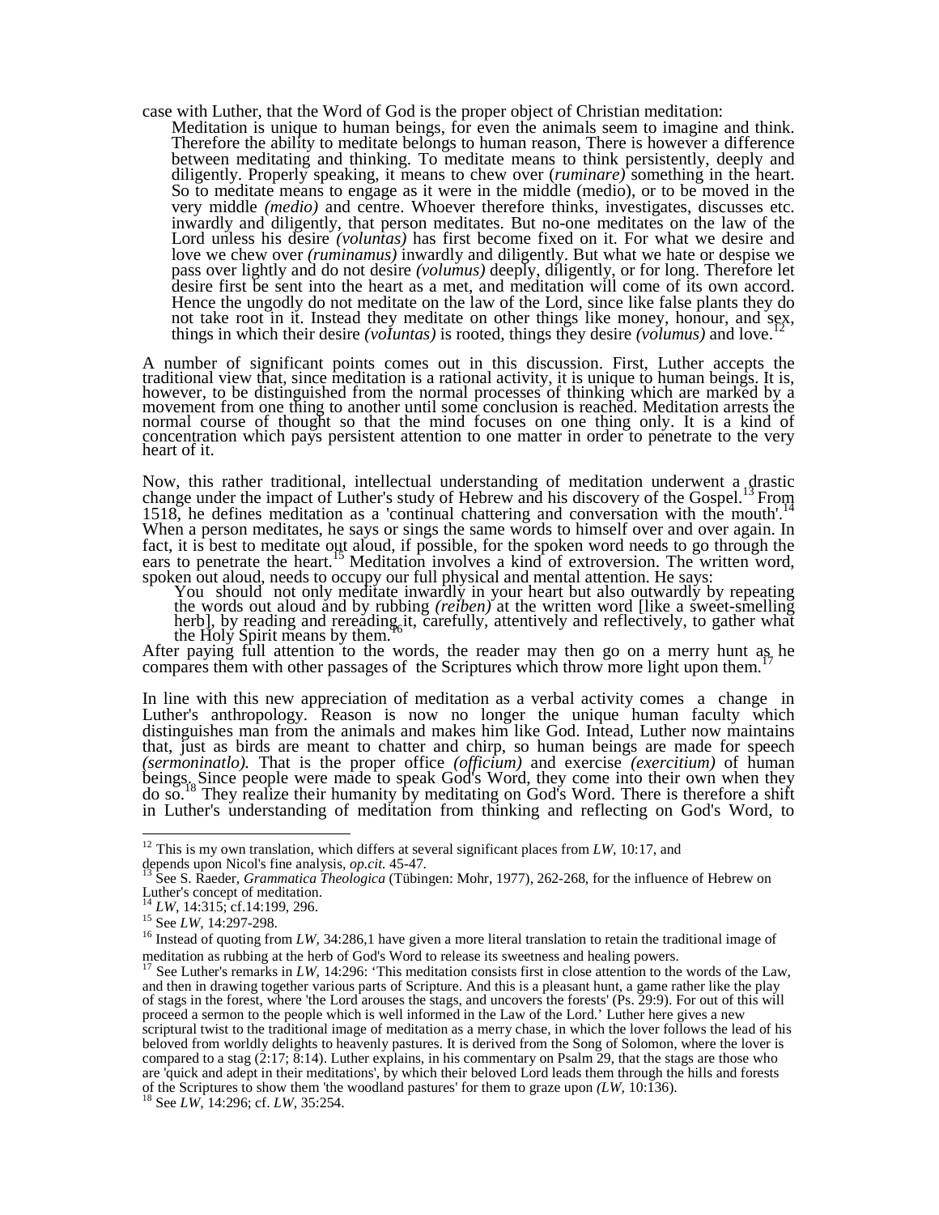case with Luther, that the Word of God is the proper object of Christian meditation:

> Meditation is unique to human beings, for even the animals seem to imagine and think. Therefore the ability to meditate belongs to human reason, There is however a difference between meditating and thinking. To meditate means to think persistently, deeply and diligently. Properly speaking, it means to chew over (*ruminare)* something in the heart. So to meditate means to engage as it were in the middle (medio), or to be moved in the very middle *(medio)* and centre. Whoever therefore thinks, investigates, discusses etc. inwardly and diligently, that person meditates. But no-one meditates on the law of the Lord unless his desire *(voluntas)* has first become fixed on it. For what we desire and love we chew over *(ruminamus)* inwardly and diligently. But what we hate or despise we pass over lightly and do not desire *(volumus)* deeply, diligently, or for long. Therefore let desire first be sent into the heart as a met, and meditation will come of its own accord. Hence the ungodly do not meditate on the law of the Lord, since like false plants they do not take root in it. Instead they meditate on other things like money, honour, and sex, things in which their desire *(voIuntas)* is rooted, things they desire *(volumus)* and love.[12]

A number of significant points comes out in this discussion. First, Luther accepts the traditional view that, since meditation is a rational activity, it is unique to human beings. It is, however, to be distinguished from the normal processes of thinking which are marked by a movement from one thing to another until some conclusion is reached. Meditation arrests the normal course of thought so that the mind focuses on one thing only. It is a kind of concentration which pays persistent attention to one matter in order to penetrate to the very heart of it.

Now, this rather traditional, intellectual understanding of meditation underwent a drastic change under the impact of Luther's study of Hebrew and his discovery of the Gospel.[13] From 1518, he defines meditation as a 'continual chattering and conversation with the mouth'.[14] When a person meditates, he says or sings the same words to himself over and over again. In fact, it is best to meditate out aloud, if possible, for the spoken word needs to go through the ears to penetrate the heart.[15] Meditation involves a kind of extroversion. The written word, spoken out aloud, needs to occupy our full physical and mental attention. He says:

> You should not only meditate inwardly in your heart but also outwardly by repeating the words out aloud and by rubbing *(reiben)* at the written word [like a sweet-smelling herb], by reading and rereading it, carefully, attentively and reflectively, to gather what the Holy Spirit means by them.[16]

After paying full attention to the words, the reader may then go on a merry hunt as he compares them with other passages of the Scriptures which throw more light upon them.[17]

In line with this new appreciation of meditation as a verbal activity comes a change in Luther's anthropology. Reason is now no longer the unique human faculty which distinguishes man from the animals and makes him like God. Intead, Luther now maintains that, just as birds are meant to chatter and chirp, so human beings are made for speech *(sermoninatlo).* That is the proper office *(officium)* and exercise *(exercitium)* of human beings. Since people were made to speak God's Word, they come into their own when they do so.[18] They realize their humanity by meditating on God's Word. There is therefore a shift in Luther's understanding of meditation from thinking and reflecting on God's Word, to

---

[12] This is my own translation, which differs at several significant places from *LW,* 10:17, and depends upon Nicol's fine analysis, *op.cit.* 45-47.

[13] See S. Raeder, *Grammatica Theologica* (Tübingen: Mohr, 1977), 262-268, for the influence of Hebrew on Luther's concept of meditation.

[14] *LW*, 14:315; cf.14:199, 296.

[15] See *LW*, 14:297-298.

[16] Instead of quoting from *LW,* 34:286,1 have given a more literal translation to retain the traditional image of meditation as rubbing at the herb of God's Word to release its sweetness and healing powers.

[17] See Luther's remarks in *LW,* 14:296: 'This meditation consists first in close attention to the words of the Law, and then in drawing together various parts of Scripture. And this is a pleasant hunt, a game rather like the play of stags in the forest, where 'the Lord arouses the stags, and uncovers the forests' (Ps. 29:9). For out of this will proceed a sermon to the people which is well informed in the Law of the Lord.' Luther here gives a new scriptural twist to the traditional image of meditation as a merry chase, in which the lover follows the lead of his beloved from worldly delights to heavenly pastures. It is derived from the Song of Solomon, where the lover is compared to a stag (2:17; 8:14). Luther explains, in his commentary on Psalm 29, that the stags are those who are 'quick and adept in their meditations', by which their beloved Lord leads them through the hills and forests of the Scriptures to show them 'the woodland pastures' for them to graze upon *(LW,* 10:136).

[18] See *LW*, 14:296; cf. *LW,* 35:254.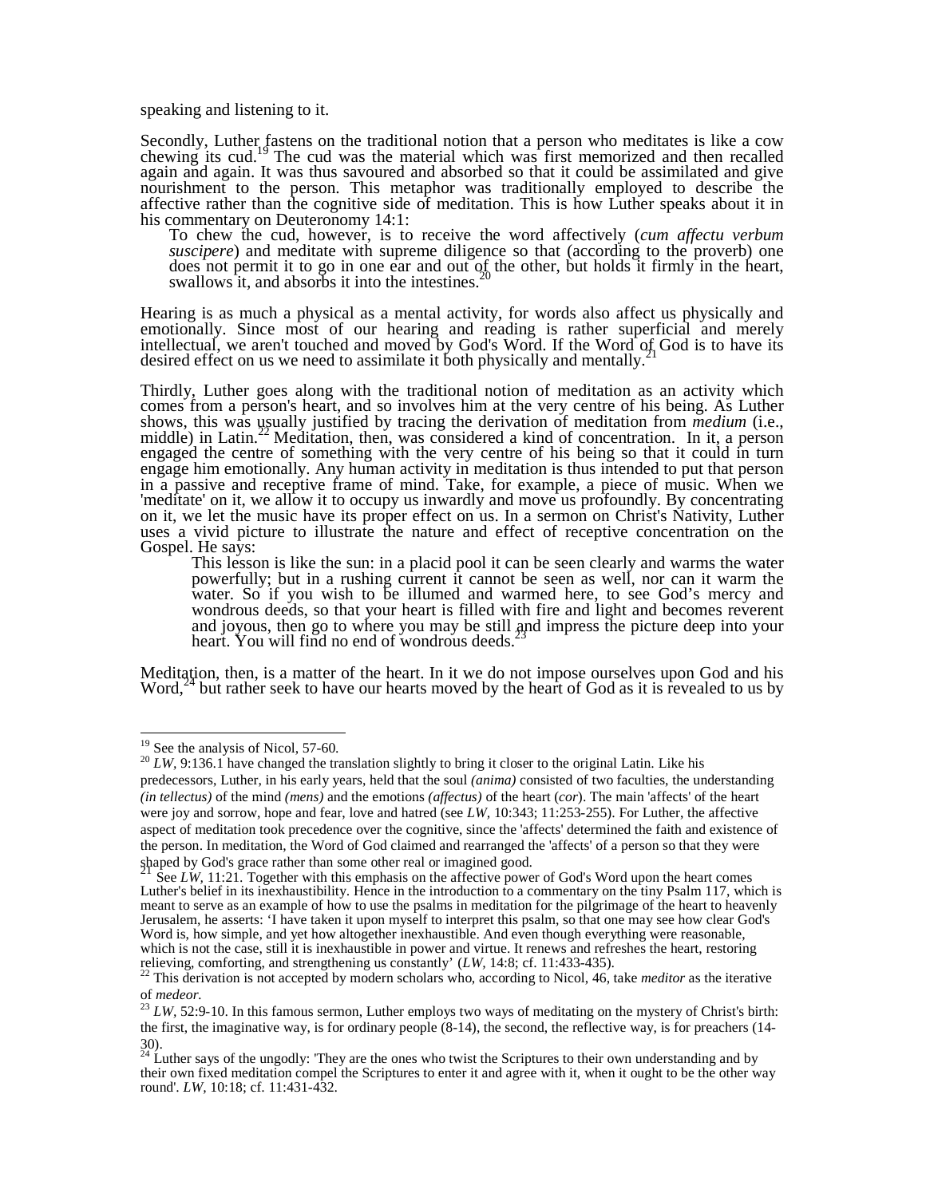speaking and listening to it.

Secondly, Luther fastens on the traditional notion that a person who meditates is like a cow chewing its cud.[19] The cud was the material which was first memorized and then recalled again and again. It was thus savoured and absorbed so that it could be assimilated and give nourishment to the person. This metaphor was traditionally employed to describe the affective rather than the cognitive side of meditation. This is how Luther speaks about it in his commentary on Deuteronomy 14:1:

> To chew the cud, however, is to receive the word affectively (*cum affectu verbum suscipere*) and meditate with supreme diligence so that (according to the proverb) one does not permit it to go in one ear and out of the other, but holds it firmly in the heart, swallows it, and absorbs it into the intestines.[20]

Hearing is as much a physical as a mental activity, for words also affect us physically and emotionally. Since most of our hearing and reading is rather superficial and merely intellectual, we aren't touched and moved by God's Word. If the Word of God is to have its desired effect on us we need to assimilate it both physically and mentally.[21]

Thirdly, Luther goes along with the traditional notion of meditation as an activity which comes from a person's heart, and so involves him at the very centre of his being. As Luther shows, this was usually justified by tracing the derivation of meditation from *medium* (i.e., middle) in Latin.[22] Meditation, then, was considered a kind of concentration. In it, a person engaged the centre of something with the very centre of his being so that it could in turn engage him emotionally. Any human activity in meditation is thus intended to put that person in a passive and receptive frame of mind. Take, for example, a piece of music. When we 'meditate' on it, we allow it to occupy us inwardly and move us profoundly. By concentrating on it, we let the music have its proper effect on us. In a sermon on Christ's Nativity, Luther uses a vivid picture to illustrate the nature and effect of receptive concentration on the Gospel. He says:

> This lesson is like the sun: in a placid pool it can be seen clearly and warms the water powerfully; but in a rushing current it cannot be seen as well, nor can it warm the water. So if you wish to be illumed and warmed here, to see God's mercy and wondrous deeds, so that your heart is filled with fire and light and becomes reverent and joyous, then go to where you may be still and impress the picture deep into your heart. You will find no end of wondrous deeds.[23]

Meditation, then, is a matter of the heart. In it we do not impose ourselves upon God and his Word,[24] but rather seek to have our hearts moved by the heart of God as it is revealed to us by

---

[19] See the analysis of Nicol, 57-60.

[20] *LW*, 9:136.1 have changed the translation slightly to bring it closer to the original Latin. Like his predecessors, Luther, in his early years, held that the soul *(anima)* consisted of two faculties, the understanding *(in tellectus)* of the mind *(mens)* and the emotions *(affectus)* of the heart (*cor*). The main 'affects' of the heart were joy and sorrow, hope and fear, love and hatred (see *LW*, 10:343; 11:253-255). For Luther, the affective aspect of meditation took precedence over the cognitive, since the 'affects' determined the faith and existence of the person. In meditation, the Word of God claimed and rearranged the 'affects' of a person so that they were shaped by God's grace rather than some other real or imagined good.

[21] See *LW*, 11:21. Together with this emphasis on the affective power of God's Word upon the heart comes Luther's belief in its inexhaustibility. Hence in the introduction to a commentary on the tiny Psalm 117, which is meant to serve as an example of how to use the psalms in meditation for the pilgrimage of the heart to heavenly Jerusalem, he asserts: 'I have taken it upon myself to interpret this psalm, so that one may see how clear God's Word is, how simple, and yet how altogether inexhaustible. And even though everything were reasonable, which is not the case, still it is inexhaustible in power and virtue. It renews and refreshes the heart, restoring relieving, comforting, and strengthening us constantly' (*LW*, 14:8; cf. 11:433-435).

[22] This derivation is not accepted by modern scholars who, according to Nicol, 46, take *meditor* as the iterative of *medeor.*

[23] *LW*, 52:9-10. In this famous sermon, Luther employs two ways of meditating on the mystery of Christ's birth: the first, the imaginative way, is for ordinary people (8-14), the second, the reflective way, is for preachers (14-30).

[24] Luther says of the ungodly: 'They are the ones who twist the Scriptures to their own understanding and by their own fixed meditation compel the Scriptures to enter it and agree with it, when it ought to be the other way round'. *LW*, 10:18; cf. 11:431-432.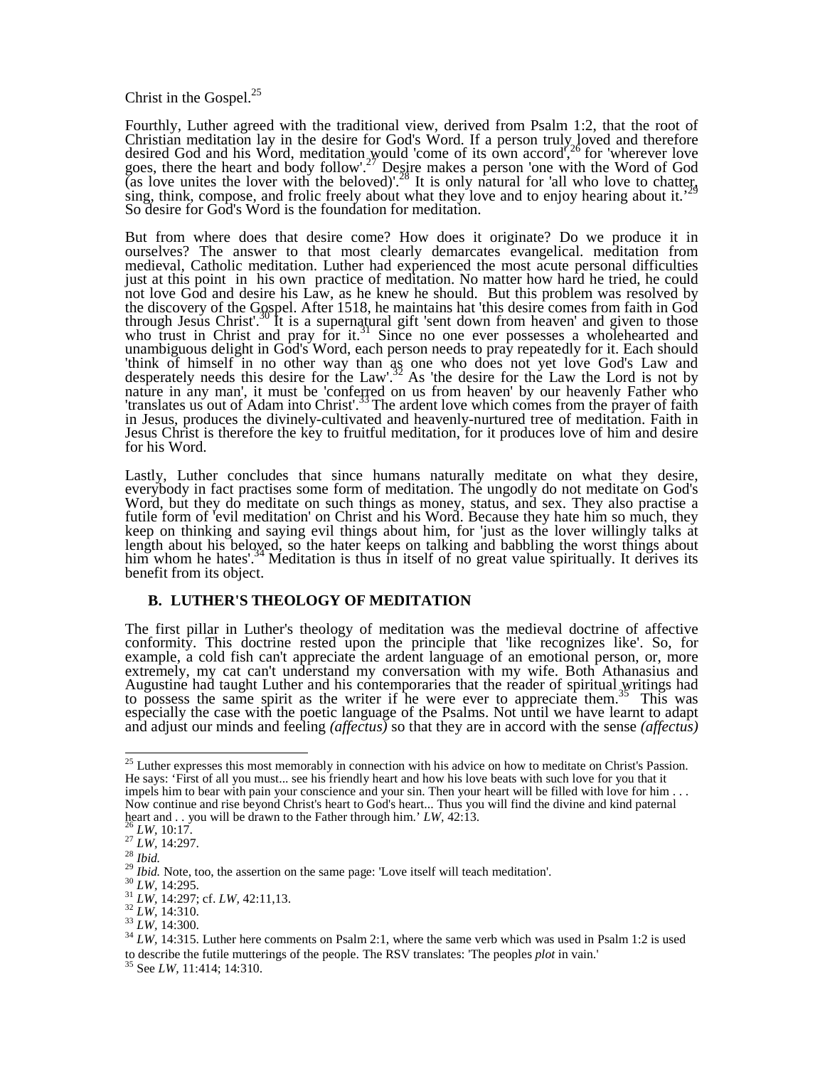Christ in the Gospel.[25]

Fourthly, Luther agreed with the traditional view, derived from Psalm 1:2, that the root of Christian meditation lay in the desire for God's Word. If a person truly loved and therefore desired God and his Word, meditation would 'come of its own accord',[26] for 'wherever love goes, there the heart and body follow'.[27] Desire makes a person 'one with the Word of God (as love unites the lover with the beloved)'.[28] It is only natural for 'all who love to chatter, sing, think, compose, and frolic freely about what they love and to enjoy hearing about it.'[29] So desire for God's Word is the foundation for meditation.

But from where does that desire come? How does it originate? Do we produce it in ourselves? The answer to that most clearly demarcates evangelical. meditation from medieval, Catholic meditation. Luther had experienced the most acute personal difficulties just at this point in his own practice of meditation. No matter how hard he tried, he could not love God and desire his Law, as he knew he should. But this problem was resolved by the discovery of the Gospel. After 1518, he maintains hat 'this desire comes from faith in God through Jesus Christ'.[30] It is a supernatural gift 'sent down from heaven' and given to those who trust in Christ and pray for it.[31] Since no one ever possesses a wholehearted and unambiguous delight in God's Word, each person needs to pray repeatedly for it. Each should 'think of himself in no other way than as one who does not yet love God's Law and desperately needs this desire for the Law'.[32] As 'the desire for the Law the Lord is not by nature in any man', it must be 'conferred on us from heaven' by our heavenly Father who 'translates us out of Adam into Christ'.[33] The ardent love which comes from the prayer of faith in Jesus, produces the divinely-cultivated and heavenly-nurtured tree of meditation. Faith in Jesus Christ is therefore the key to fruitful meditation, for it produces love of him and desire for his Word.

Lastly, Luther concludes that since humans naturally meditate on what they desire, everybody in fact practises some form of meditation. The ungodly do not meditate on God's Word, but they do meditate on such things as money, status, and sex. They also practise a futile form of 'evil meditation' on Christ and his Word. Because they hate him so much, they keep on thinking and saying evil things about him, for 'just as the lover willingly talks at length about his beloved, so the hater keeps on talking and babbling the worst things about him whom he hates'.[34] Meditation is thus in itself of no great value spiritually. It derives its benefit from its object.

## B. LUTHER'S THEOLOGY OF MEDITATION

The first pillar in Luther's theology of meditation was the medieval doctrine of affective conformity. This doctrine rested upon the principle that 'like recognizes like'. So, for example, a cold fish can't appreciate the ardent language of an emotional person, or, more extremely, my cat can't understand my conversation with my wife. Both Athanasius and Augustine had taught Luther and his contemporaries that the reader of spiritual writings had to possess the same spirit as the writer if he were ever to appreciate them.[35] This was especially the case with the poetic language of the Psalms. Not until we have learnt to adapt and adjust our minds and feeling *(affectus)* so that they are in accord with the sense *(affectus)*

---

[25] Luther expresses this most memorably in connection with his advice on how to meditate on Christ's Passion. He says: 'First of all you must... see his friendly heart and how his love beats with such love for you that it impels him to bear with pain your conscience and your sin. Then your heart will be filled with love for him . . . Now continue and rise beyond Christ's heart to God's heart... Thus you will find the divine and kind paternal heart and . . you will be drawn to the Father through him.' *LW*, 42:13.

[26] *LW*, 10:17.

[27] *LW*, 14:297.

[28] *Ibid.*

[29] *Ibid.* Note, too, the assertion on the same page: 'Love itself will teach meditation'.

[30] *LW*, 14:295.

[31] *LW*, 14:297; cf. *LW*, 42:11,13.

[32] *LW*, 14:310.

[33] *LW*, 14:300.

[34] *LW*, 14:315. Luther here comments on Psalm 2:1, where the same verb which was used in Psalm 1:2 is used to describe the futile mutterings of the people. The RSV translates: 'The peoples *plot* in vain.'

[35] See *LW*, 11:414; 14:310.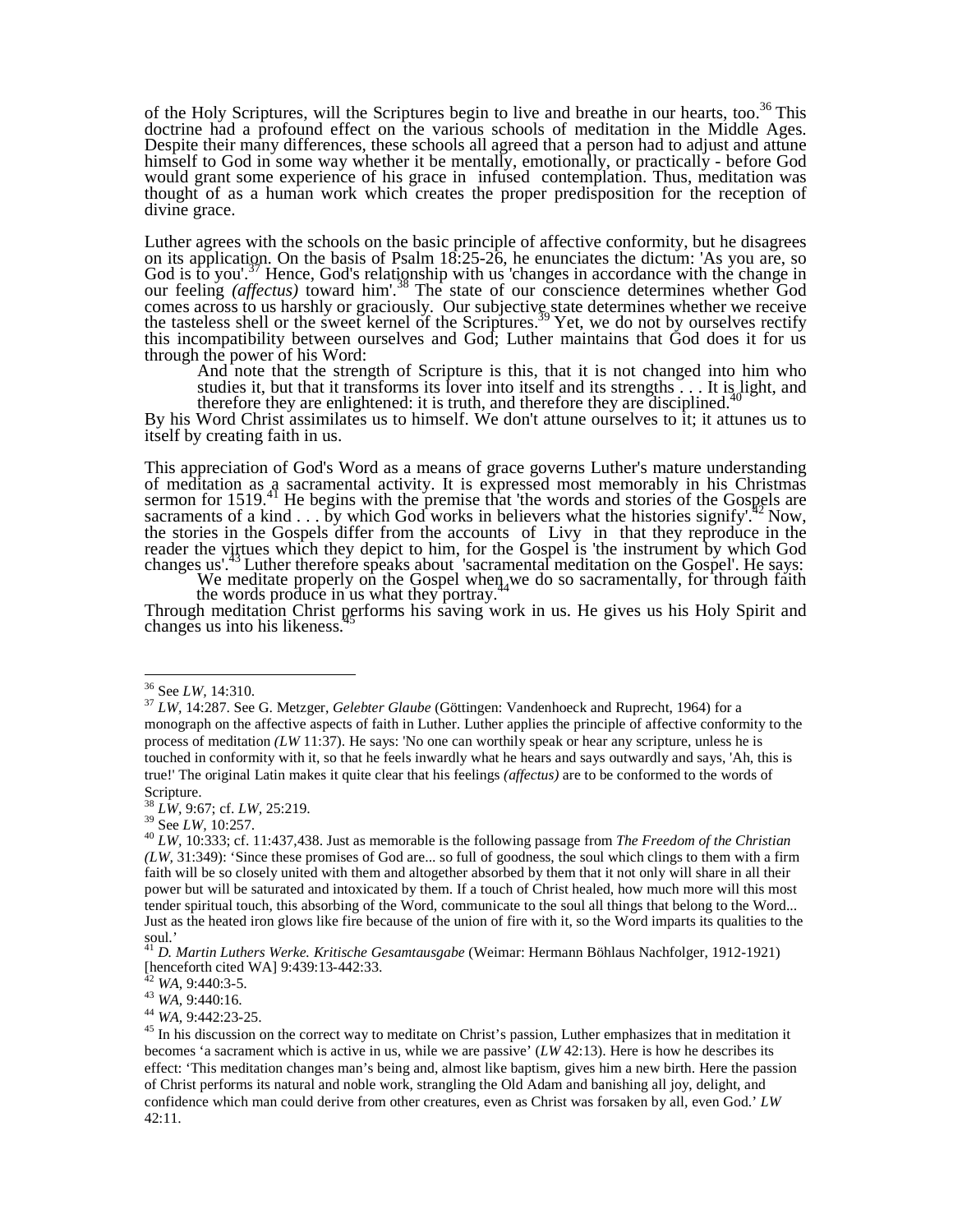of the Holy Scriptures, will the Scriptures begin to live and breathe in our hearts, too.[36] This doctrine had a profound effect on the various schools of meditation in the Middle Ages. Despite their many differences, these schools all agreed that a person had to adjust and attune himself to God in some way whether it be mentally, emotionally, or practically - before God would grant some experience of his grace in infused contemplation. Thus, meditation was thought of as a human work which creates the proper predisposition for the reception of divine grace.

Luther agrees with the schools on the basic principle of affective conformity, but he disagrees on its application. On the basis of Psalm 18:25-26, he enunciates the dictum: 'As you are, so God is to you'.[37] Hence, God's relationship with us 'changes in accordance with the change in our feeling *(affectus)* toward him'.[38] The state of our conscience determines whether God comes across to us harshly or graciously. Our subjective state determines whether we receive the tasteless shell or the sweet kernel of the Scriptures.[39] Yet, we do not by ourselves rectify this incompatibility between ourselves and God; Luther maintains that God does it for us through the power of his Word:

> And note that the strength of Scripture is this, that it is not changed into him who studies it, but that it transforms its lover into itself and its strengths . . . It is light, and therefore they are enlightened: it is truth, and therefore they are disciplined.[40]

By his Word Christ assimilates us to himself. We don't attune ourselves to it; it attunes us to itself by creating faith in us.

This appreciation of God's Word as a means of grace governs Luther's mature understanding of meditation as a sacramental activity. It is expressed most memorably in his Christmas sermon for 1519.[41] He begins with the premise that 'the words and stories of the Gospels are sacraments of a kind . . . by which God works in believers what the histories signify'.[42] Now, the stories in the Gospels differ from the accounts of Livy in that they reproduce in the reader the virtues which they depict to him, for the Gospel is 'the instrument by which God changes us'.[43] Luther therefore speaks about 'sacramental meditation on the Gospel'. He says:

> We meditate properly on the Gospel when we do so sacramentally, for through faith the words produce in us what they portray.[44]

Through meditation Christ performs his saving work in us. He gives us his Holy Spirit and changes us into his likeness.[45]

---

[36] See *LW*, 14:310.

[37] *LW*, 14:287. See G. Metzger, *Gelebter Glaube* (Göttingen: Vandenhoeck and Ruprecht, 1964) for a monograph on the affective aspects of faith in Luther. Luther applies the principle of affective conformity to the process of meditation *(LW* 11:37). He says: 'No one can worthily speak or hear any scripture, unless he is touched in conformity with it, so that he feels inwardly what he hears and says outwardly and says, 'Ah, this is true!' The original Latin makes it quite clear that his feelings *(affectus)* are to be conformed to the words of Scripture.

[38] *LW*, 9:67; cf. *LW*, 25:219.

[39] See *LW*, 10:257.

[40] *LW*, 10:333; cf. 11:437,438. Just as memorable is the following passage from *The Freedom of the Christian (LW*, 31:349): 'Since these promises of God are... so full of goodness, the soul which clings to them with a firm faith will be so closely united with them and altogether absorbed by them that it not only will share in all their power but will be saturated and intoxicated by them. If a touch of Christ healed, how much more will this most tender spiritual touch, this absorbing of the Word, communicate to the soul all things that belong to the Word... Just as the heated iron glows like fire because of the union of fire with it, so the Word imparts its qualities to the soul.'

[41] *D. Martin Luthers Werke. Kritische Gesamtausgabe* (Weimar: Hermann Böhlaus Nachfolger, 1912-1921) [henceforth cited WA] 9:439:13-442:33.

[42] *WA*, 9:440:3-5.

[43] *WA*, 9:440:16.

[44] *WA*, 9:442:23-25.

[45] In his discussion on the correct way to meditate on Christ's passion, Luther emphasizes that in meditation it becomes 'a sacrament which is active in us, while we are passive' (*LW* 42:13). Here is how he describes its effect: 'This meditation changes man's being and, almost like baptism, gives him a new birth. Here the passion of Christ performs its natural and noble work, strangling the Old Adam and banishing all joy, delight, and confidence which man could derive from other creatures, even as Christ was forsaken by all, even God.' *LW* 42:11.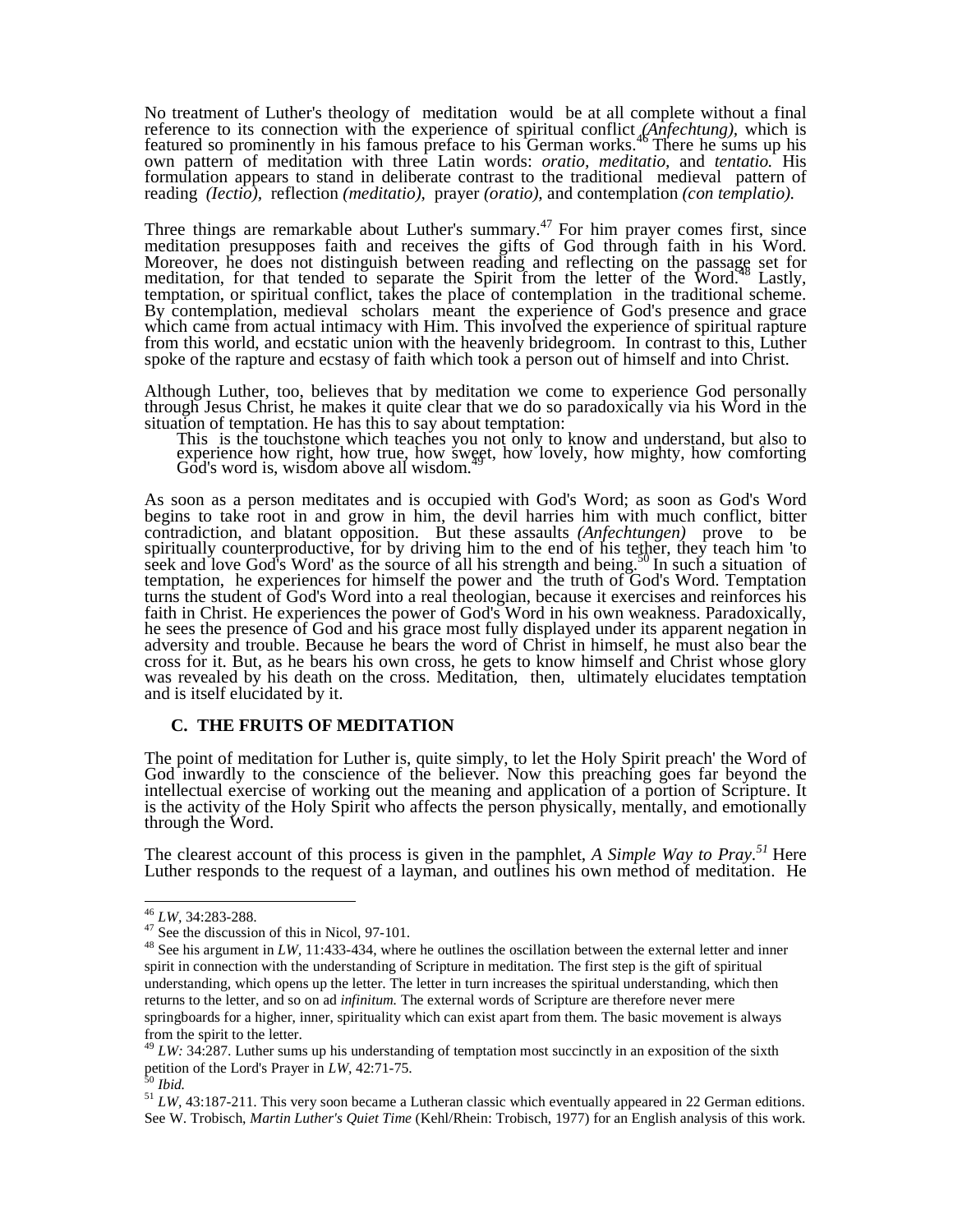No treatment of Luther's theology of meditation would be at all complete without a final reference to its connection with the experience of spiritual conflict *(Anfechtung)*, which is featured so prominently in his famous preface to his German works.[46] There he sums up his own pattern of meditation with three Latin words: *oratio, meditatio,* and *tentatio.* His formulation appears to stand in deliberate contrast to the traditional medieval pattern of reading *(Iectio),* reflection *(meditatio),* prayer *(oratio),* and contemplation *(con templatio).*

Three things are remarkable about Luther's summary.[47] For him prayer comes first, since meditation presupposes faith and receives the gifts of God through faith in his Word. Moreover, he does not distinguish between reading and reflecting on the passage set for meditation, for that tended to separate the Spirit from the letter of the Word.[48] Lastly, temptation, or spiritual conflict, takes the place of contemplation in the traditional scheme. By contemplation, medieval scholars meant the experience of God's presence and grace which came from actual intimacy with Him. This involved the experience of spiritual rapture from this world, and ecstatic union with the heavenly bridegroom. In contrast to this, Luther spoke of the rapture and ecstasy of faith which took a person out of himself and into Christ.

Although Luther, too, believes that by meditation we come to experience God personally through Jesus Christ, he makes it quite clear that we do so paradoxically via his Word in the situation of temptation. He has this to say about temptation:

> This is the touchstone which teaches you not only to know and understand, but also to experience how right, how true, how sweet, how lovely, how mighty, how comforting God's word is, wisdom above all wisdom.[49]

As soon as a person meditates and is occupied with God's Word; as soon as God's Word begins to take root in and grow in him, the devil harries him with much conflict, bitter contradiction, and blatant opposition. But these assaults *(Anfechtungen)* prove to be spiritually counterproductive, for by driving him to the end of his tether, they teach him 'to seek and love God's Word' as the source of all his strength and being.[50] In such a situation of temptation, he experiences for himself the power and the truth of God's Word. Temptation turns the student of God's Word into a real theologian, because it exercises and reinforces his faith in Christ. He experiences the power of God's Word in his own weakness. Paradoxically, he sees the presence of God and his grace most fully displayed under its apparent negation in adversity and trouble. Because he bears the word of Christ in himself, he must also bear the cross for it. But, as he bears his own cross, he gets to know himself and Christ whose glory was revealed by his death on the cross. Meditation, then, ultimately elucidates temptation and is itself elucidated by it.

## C. THE FRUITS OF MEDITATION

The point of meditation for Luther is, quite simply, to let the Holy Spirit preach' the Word of God inwardly to the conscience of the believer. Now this preaching goes far beyond the intellectual exercise of working out the meaning and application of a portion of Scripture. It is the activity of the Holy Spirit who affects the person physically, mentally, and emotionally through the Word.

The clearest account of this process is given in the pamphlet, *A Simple Way to Pray.*[51] Here Luther responds to the request of a layman, and outlines his own method of meditation. He

---

[46] *LW,* 34:283-288.

[47] See the discussion of this in Nicol, 97-101.

[48] See his argument in *LW,* 11:433-434, where he outlines the oscillation between the external letter and inner spirit in connection with the understanding of Scripture in meditation. The first step is the gift of spiritual understanding, which opens up the letter. The letter in turn increases the spiritual understanding, which then returns to the letter, and so on ad *infinitum.* The external words of Scripture are therefore never mere springboards for a higher, inner, spirituality which can exist apart from them. The basic movement is always from the spirit to the letter.

[49] *LW:* 34:287. Luther sums up his understanding of temptation most succinctly in an exposition of the sixth petition of the Lord's Prayer in *LW,* 42:71-75.

[50] *Ibid.*

[51] *LW,* 43:187-211. This very soon became a Lutheran classic which eventually appeared in 22 German editions. See W. Trobisch, *Martin Luther's Quiet Time* (Kehl/Rhein: Trobisch, 1977) for an English analysis of this work.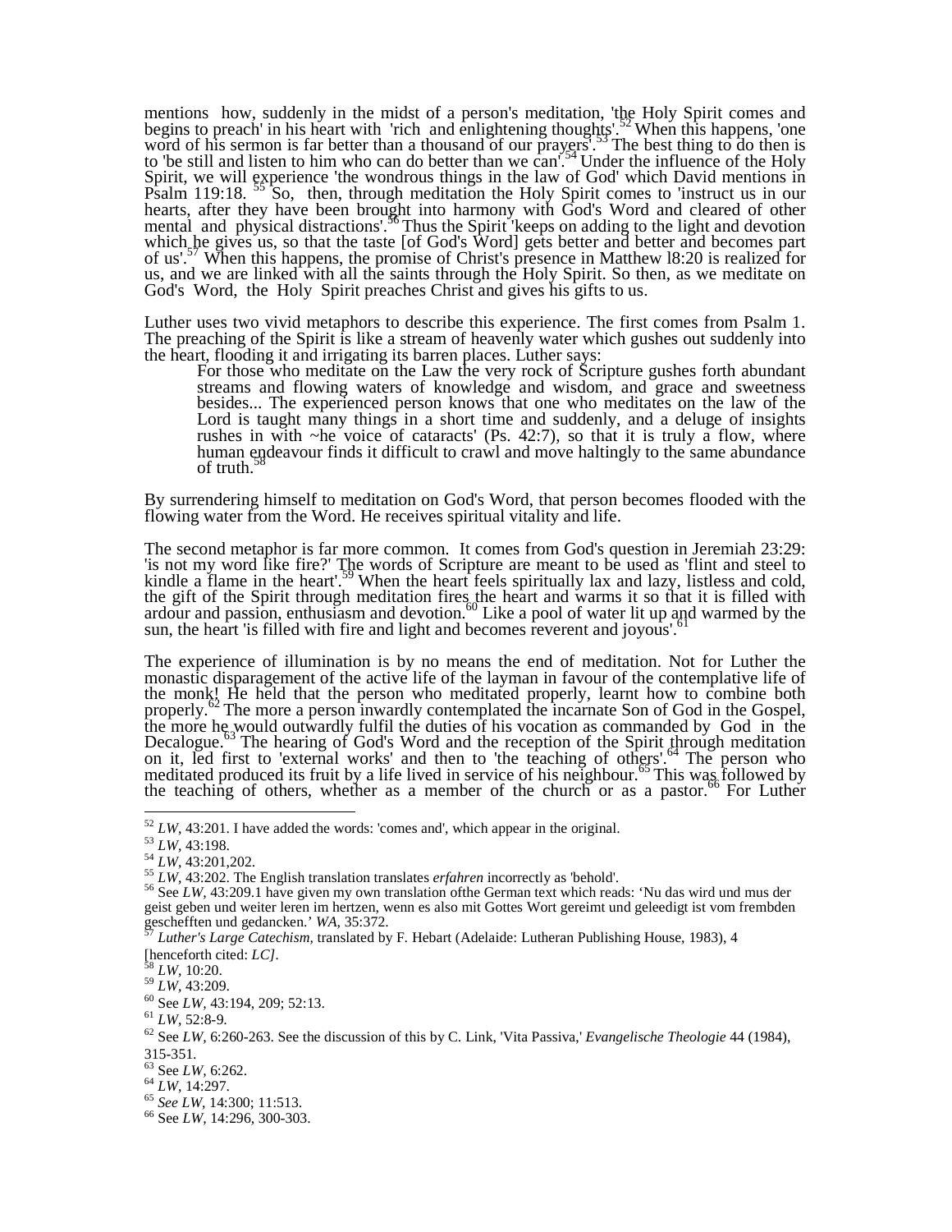mentions how, suddenly in the midst of a person's meditation, 'the Holy Spirit comes and begins to preach' in his heart with 'rich and enlightening thoughts'.[52] When this happens, 'one word of his sermon is far better than a thousand of our prayers'.[53] The best thing to do then is to 'be still and listen to him who can do better than we can'.[54] Under the influence of the Holy Spirit, we will experience 'the wondrous things in the law of God' which David mentions in Psalm 119:18. [55] So, then, through meditation the Holy Spirit comes to 'instruct us in our hearts, after they have been brought into harmony with God's Word and cleared of other mental and physical distractions'.[56] Thus the Spirit 'keeps on adding to the light and devotion which he gives us, so that the taste [of God's Word] gets better and better and becomes part of us'.[57] When this happens, the promise of Christ's presence in Matthew l8:20 is realized for us, and we are linked with all the saints through the Holy Spirit. So then, as we meditate on God's Word, the Holy Spirit preaches Christ and gives his gifts to us.

Luther uses two vivid metaphors to describe this experience. The first comes from Psalm 1. The preaching of the Spirit is like a stream of heavenly water which gushes out suddenly into the heart, flooding it and irrigating its barren places. Luther says:

> For those who meditate on the Law the very rock of Scripture gushes forth abundant streams and flowing waters of knowledge and wisdom, and grace and sweetness besides... The experienced person knows that one who meditates on the law of the Lord is taught many things in a short time and suddenly, and a deluge of insights rushes in with ~he voice of cataracts' (Ps. 42:7), so that it is truly a flow, where human endeavour finds it difficult to crawl and move haltingly to the same abundance of truth.[58]

By surrendering himself to meditation on God's Word, that person becomes flooded with the flowing water from the Word. He receives spiritual vitality and life.

The second metaphor is far more common. It comes from God's question in Jeremiah 23:29: 'is not my word like fire?' The words of Scripture are meant to be used as 'flint and steel to kindle a flame in the heart'.[59] When the heart feels spiritually lax and lazy, listless and cold, the gift of the Spirit through meditation fires the heart and warms it so that it is filled with ardour and passion, enthusiasm and devotion.[60] Like a pool of water lit up and warmed by the sun, the heart 'is filled with fire and light and becomes reverent and joyous'.[61]

The experience of illumination is by no means the end of meditation. Not for Luther the monastic disparagement of the active life of the layman in favour of the contemplative life of the monk! He held that the person who meditated properly, learnt how to combine both properly.[62] The more a person inwardly contemplated the incarnate Son of God in the Gospel, the more he would outwardly fulfil the duties of his vocation as commanded by God in the Decalogue.[63] The hearing of God's Word and the reception of the Spirit through meditation on it, led first to 'external works' and then to 'the teaching of others'.[64] The person who meditated produced its fruit by a life lived in service of his neighbour.[65] This was followed by the teaching of others, whether as a member of the church or as a pastor.[66] For Luther

---

[52] *LW*, 43:201. I have added the words: 'comes and', which appear in the original.

[53] *LW*, 43:198.

[54] *LW*, 43:201,202.

[55] *LW*, 43:202. The English translation translates *erfahren* incorrectly as 'behold'.

[56] See *LW*, 43:209.1 have given my own translation ofthe German text which reads: 'Nu das wird und mus der geist geben und weiter leren im hertzen, wenn es also mit Gottes Wort gereimt und geleedigt ist vom frembden geschefften und gedancken.' *WA*, 35:372.

[57] *Luther's Large Catechism*, translated by F. Hebart (Adelaide: Lutheran Publishing House, 1983), 4 [henceforth cited: *LC]*.

[58] *LW*, 10:20.

[59] *LW*, 43:209.

[60] See *LW*, 43:194, 209; 52:13.

[61] *LW*, 52:8-9.

[62] See *LW*, 6:260-263. See the discussion of this by C. Link, 'Vita Passiva,' *Evangelische Theologie* 44 (1984), 315-351.

[63] See *LW*, 6:262.

[64] *LW*, 14:297.

[65] *See LW*, 14:300; 11:513.

[66] See *LW*, 14:296, 300-303.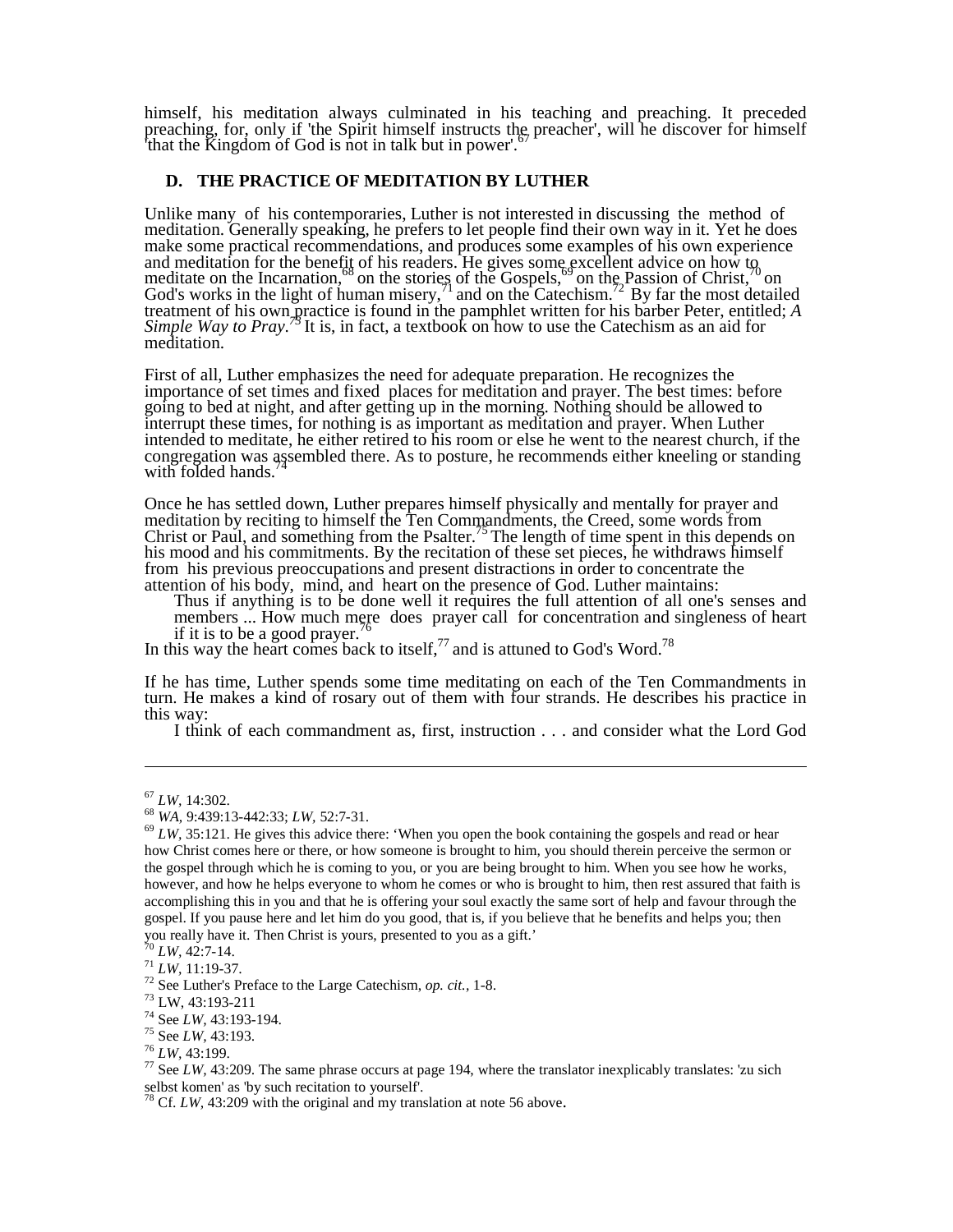himself, his meditation always culminated in his teaching and preaching. It preceded preaching, for, only if 'the Spirit himself instructs the preacher', will he discover for himself 'that the Kingdom of God is not in talk but in power'.[67]

### D. THE PRACTICE OF MEDITATION BY LUTHER

Unlike many of his contemporaries, Luther is not interested in discussing the method of meditation. Generally speaking, he prefers to let people find their own way in it. Yet he does make some practical recommendations, and produces some examples of his own experience and meditation for the benefit of his readers. He gives some excellent advice on how to meditate on the Incarnation,[68] on the stories of the Gospels,[69] on the Passion of Christ,[70] on God's works in the light of human misery,[71] and on the Catechism.[72] By far the most detailed treatment of his own practice is found in the pamphlet written for his barber Peter, entitled; *A Simple Way to Pray*.[73] It is, in fact, a textbook on how to use the Catechism as an aid for meditation.

First of all, Luther emphasizes the need for adequate preparation. He recognizes the importance of set times and fixed places for meditation and prayer. The best times: before going to bed at night, and after getting up in the morning. Nothing should be allowed to interrupt these times, for nothing is as important as meditation and prayer. When Luther intended to meditate, he either retired to his room or else he went to the nearest church, if the congregation was assembled there. As to posture, he recommends either kneeling or standing with folded hands.[74]

Once he has settled down, Luther prepares himself physically and mentally for prayer and meditation by reciting to himself the Ten Commandments, the Creed, some words from Christ or Paul, and something from the Psalter.[75] The length of time spent in this depends on his mood and his commitments. By the recitation of these set pieces, he withdraws himself from his previous preoccupations and present distractions in order to concentrate the attention of his body, mind, and heart on the presence of God. Luther maintains:

> Thus if anything is to be done well it requires the full attention of all one's senses and members ... How much mere does prayer call for concentration and singleness of heart if it is to be a good prayer.[76]

In this way the heart comes back to itself,[77] and is attuned to God's Word.[78]

If he has time, Luther spends some time meditating on each of the Ten Commandments in turn. He makes a kind of rosary out of them with four strands. He describes his practice in this way:

> I think of each commandment as, first, instruction . . . and consider what the Lord God

---

[67] *LW*, 14:302.

[68] *WA*, 9:439:13-442:33; *LW*, 52:7-31.

[69] *LW*, 35:121. He gives this advice there: 'When you open the book containing the gospels and read or hear how Christ comes here or there, or how someone is brought to him, you should therein perceive the sermon or the gospel through which he is coming to you, or you are being brought to him. When you see how he works, however, and how he helps everyone to whom he comes or who is brought to him, then rest assured that faith is accomplishing this in you and that he is offering your soul exactly the same sort of help and favour through the gospel. If you pause here and let him do you good, that is, if you believe that he benefits and helps you; then you really have it. Then Christ is yours, presented to you as a gift.'

[70] *LW*, 42:7-14.

[71] *LW*, 11:19-37.

[72] See Luther's Preface to the Large Catechism, *op. cit.,* 1-8.

[73] LW, 43:193-211

[74] See *LW*, 43:193-194.

[75] See *LW*, 43:193.

[76] *LW*, 43:199.

[77] See *LW*, 43:209. The same phrase occurs at page 194, where the translator inexplicably translates: 'zu sich selbst komen' as 'by such recitation to yourself'.

[78] Cf. *LW*, 43:209 with the original and my translation at note 56 above.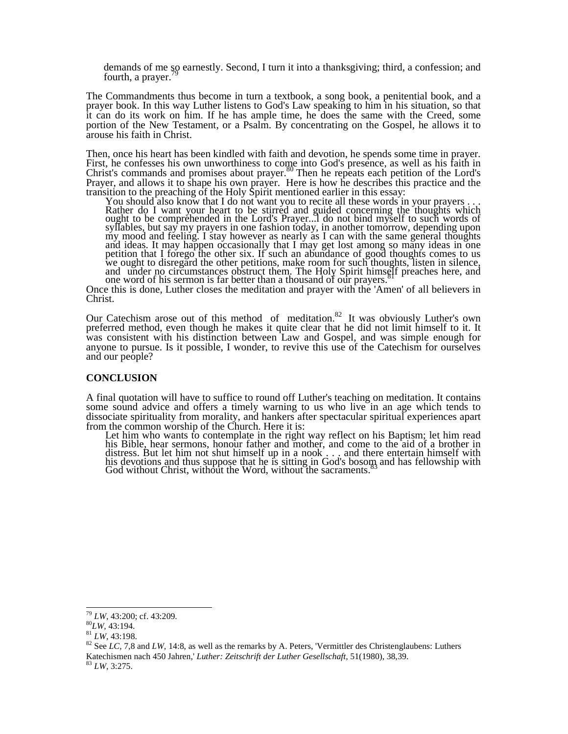> demands of me so earnestly. Second, I turn it into a thanksgiving; third, a confession; and fourth, a prayer.[79]

The Commandments thus become in turn a textbook, a song book, a penitential book, and a prayer book. In this way Luther listens to God's Law speaking to him in his situation, so that it can do its work on him. If he has ample time, he does the same with the Creed, some portion of the New Testament, or a Psalm. By concentrating on the Gospel, he allows it to arouse his faith in Christ.

Then, once his heart has been kindled with faith and devotion, he spends some time in prayer. First, he confesses his own unworthiness to come into God's presence, as well as his faith in Christ's commands and promises about prayer.[80] Then he repeats each petition of the Lord's Prayer, and allows it to shape his own prayer. Here is how he describes this practice and the transition to the preaching of the Holy Spirit mentioned earlier in this essay:

> You should also know that I do not want you to recite all these words in your prayers . . . Rather do I want your heart to be stirred and guided concerning the thoughts which ought to be comprehended in the Lord's Prayer...I do not bind myself to such words of syllables, but say my prayers in one fashion today, in another tomorrow, depending upon my mood and feeling. I stay however as nearly as I can with the same general thoughts and ideas. It may happen occasionally that I may get lost among so many ideas in one petition that I forego the other six. If such an abundance of good thoughts comes to us we ought to disregard the other petitions, make room for such thoughts, listen in silence, and under no circumstances obstruct them. The Holy Spirit himself preaches here, and one word of his sermon is far better than a thousand of our prayers.[81]

Once this is done, Luther closes the meditation and prayer with the 'Amen' of all believers in Christ.

Our Catechism arose out of this method of meditation.[82] It was obviously Luther's own preferred method, even though he makes it quite clear that he did not limit himself to it. It was consistent with his distinction between Law and Gospel, and was simple enough for anyone to pursue. Is it possible, I wonder, to revive this use of the Catechism for ourselves and our people?

## CONCLUSION

A final quotation will have to suffice to round off Luther's teaching on meditation. It contains some sound advice and offers a timely warning to us who live in an age which tends to dissociate spirituality from morality, and hankers after spectacular spiritual experiences apart from the common worship of the Church. Here it is:

> Let him who wants to contemplate in the right way reflect on his Baptism; let him read his Bible, hear sermons, honour father and mother, and come to the aid of a brother in distress. But let him not shut himself up in a nook . . . and there entertain himself with his devotions and thus suppose that he is sitting in God's bosom and has fellowship with God without Christ, without the Word, without the sacraments.[83]

---

[79] *LW*, 43:200; cf. 43:209.

[80] *LW*, 43:194.

[81] *LW*, 43:198.

[82] See *LC*, 7,8 and *LW*, 14:8, as well as the remarks by A. Peters, 'Vermittler des Christenglaubens: Luthers Katechismen nach 450 Jahren,' *Luther: Zeitschrift der Luther Gesellschaft*, 51(1980), 38,39.

[83] *LW*, 3:275.